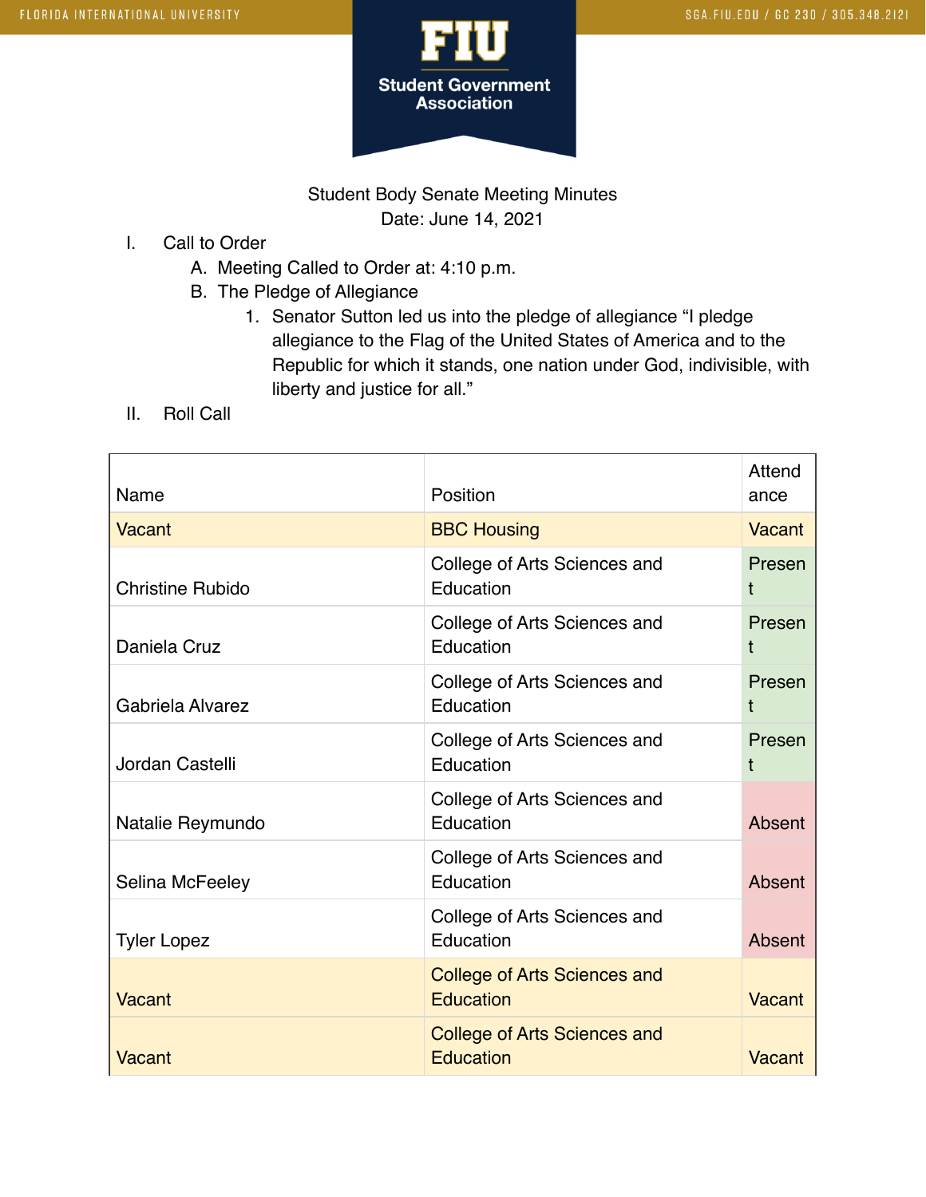Student Body Senate Meeting Minutes

Date: June 14, 2021

I. Call to Order
   A. Meeting Called to Order at: 4:10 p.m.
   B. The Pledge of Allegiance
      1. Senator Sutton led us into the pledge of allegiance "I pledge allegiance to the Flag of the United States of America and to the Republic for which it stands, one nation under God, indivisible, with liberty and justice for all."

II. Roll Call

| Name | Position | Attendance |
|---|---|---|
| Vacant | BBC Housing | Vacant |
| Christine Rubido | College of Arts Sciences and Education | Present |
| Daniela Cruz | College of Arts Sciences and Education | Present |
| Gabriela Alvarez | College of Arts Sciences and Education | Present |
| Jordan Castelli | College of Arts Sciences and Education | Present |
| Natalie Reymundo | College of Arts Sciences and Education | Absent |
| Selina McFeeley | College of Arts Sciences and Education | Absent |
| Tyler Lopez | College of Arts Sciences and Education | Absent |
| Vacant | College of Arts Sciences and Education | Vacant |
| Vacant | College of Arts Sciences and Education | Vacant |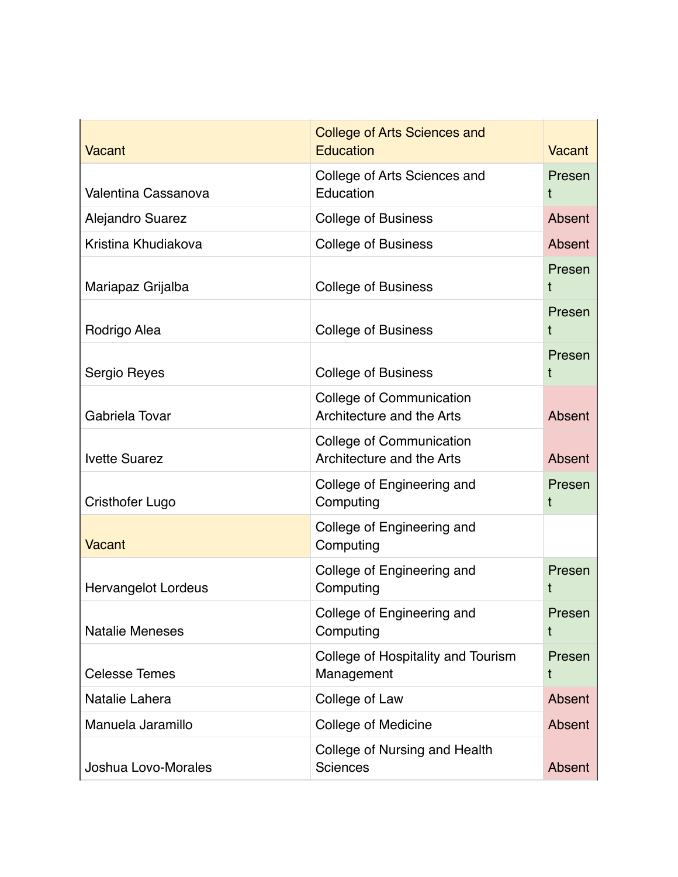| Vacant | College of Arts Sciences and Education | Vacant |
|---|---|---|
| Valentina Cassanova | College of Arts Sciences and Education | Present |
| Alejandro Suarez | College of Business | Absent |
| Kristina Khudiakova | College of Business | Absent |
| Mariapaz Grijalba | College of Business | Present |
| Rodrigo Alea | College of Business | Present |
| Sergio Reyes | College of Business | Present |
| Gabriela Tovar | College of Communication Architecture and the Arts | Absent |
| Ivette Suarez | College of Communication Architecture and the Arts | Absent |
| Cristhofer Lugo | College of Engineering and Computing | Present |
| Vacant | College of Engineering and Computing | |
| Hervangelot Lordeus | College of Engineering and Computing | Present |
| Natalie Meneses | College of Engineering and Computing | Present |
| Celesse Temes | College of Hospitality and Tourism Management | Present |
| Natalie Lahera | College of Law | Absent |
| Manuela Jaramillo | College of Medicine | Absent |
| Joshua Lovo-Morales | College of Nursing and Health Sciences | Absent |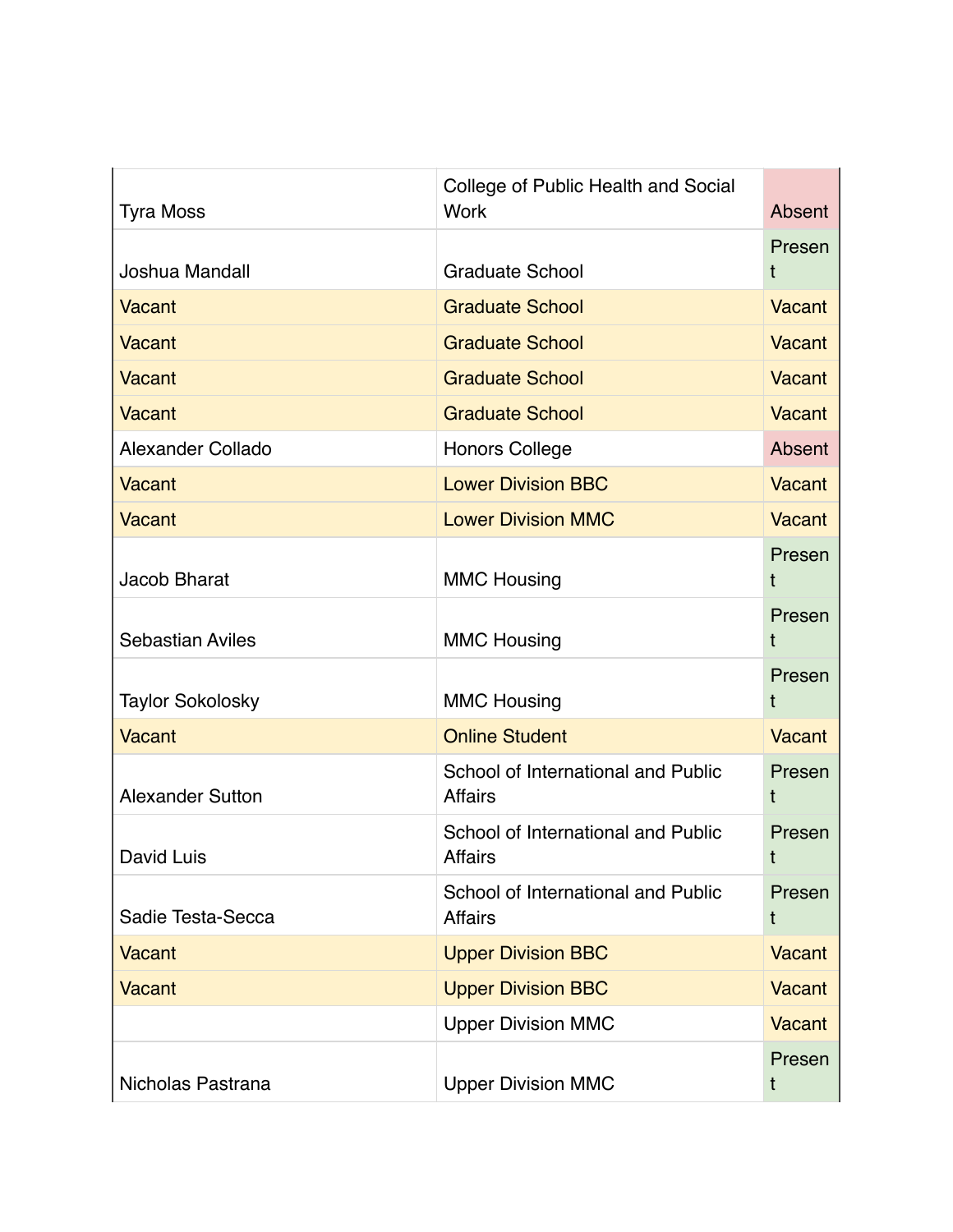| | | |
|---|---|---|
| Tyra Moss | College of Public Health and Social Work | Absent |
| Joshua Mandall | Graduate School | Present |
| Vacant | Graduate School | Vacant |
| Vacant | Graduate School | Vacant |
| Vacant | Graduate School | Vacant |
| Vacant | Graduate School | Vacant |
| Alexander Collado | Honors College | Absent |
| Vacant | Lower Division BBC | Vacant |
| Vacant | Lower Division MMC | Vacant |
| Jacob Bharat | MMC Housing | Present |
| Sebastian Aviles | MMC Housing | Present |
| Taylor Sokolosky | MMC Housing | Present |
| Vacant | Online Student | Vacant |
| Alexander Sutton | School of International and Public Affairs | Present |
| David Luis | School of International and Public Affairs | Present |
| Sadie Testa-Secca | School of International and Public Affairs | Present |
| Vacant | Upper Division BBC | Vacant |
| Vacant | Upper Division BBC | Vacant |
| | Upper Division MMC | Vacant |
| Nicholas Pastrana | Upper Division MMC | Present |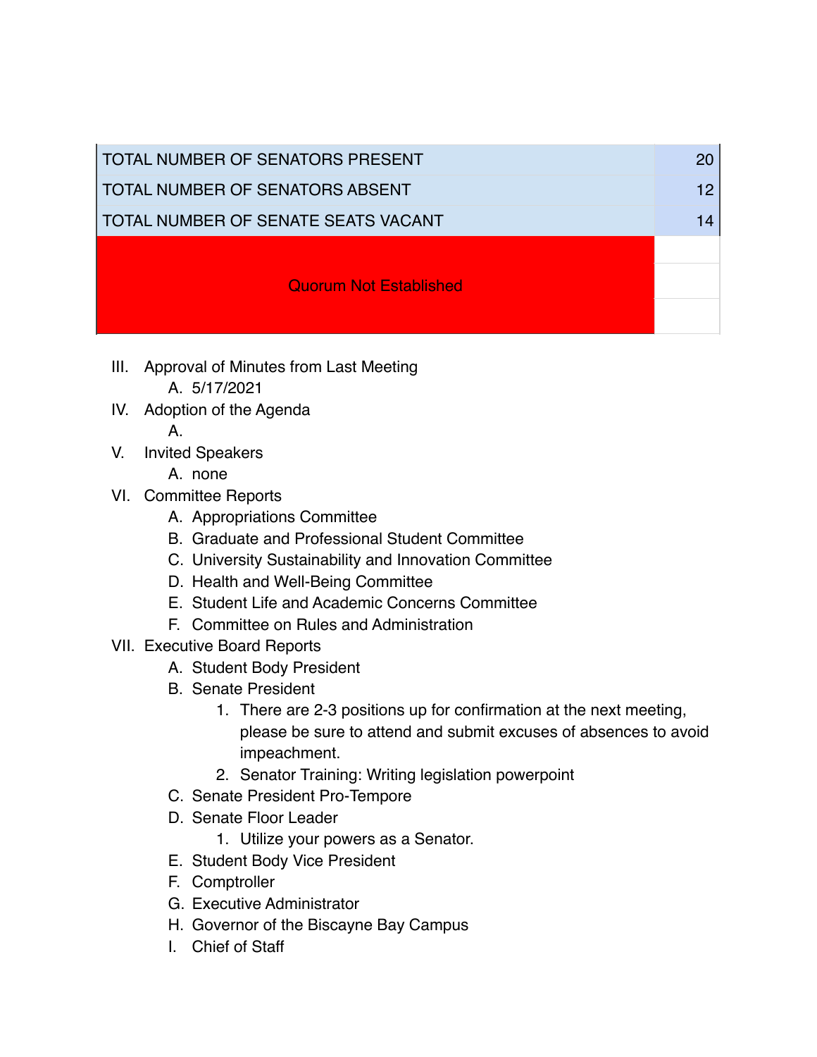| TOTAL NUMBER OF SENATORS PRESENT | 20 |
|---|---|
| TOTAL NUMBER OF SENATORS ABSENT | 12 |
| TOTAL NUMBER OF SENATE SEATS VACANT | 14 |
| Quorum Not Established | |

III. Approval of Minutes from Last Meeting
   A. 5/17/2021

IV. Adoption of the Agenda
   A.

V. Invited Speakers
   A. none

VI. Committee Reports
   A. Appropriations Committee
   B. Graduate and Professional Student Committee
   C. University Sustainability and Innovation Committee
   D. Health and Well-Being Committee
   E. Student Life and Academic Concerns Committee
   F. Committee on Rules and Administration

VII. Executive Board Reports
   A. Student Body President
   B. Senate President
      1. There are 2-3 positions up for confirmation at the next meeting, please be sure to attend and submit excuses of absences to avoid impeachment.
      2. Senator Training: Writing legislation powerpoint
   C. Senate President Pro-Tempore
   D. Senate Floor Leader
      1. Utilize your powers as a Senator.
   E. Student Body Vice President
   F. Comptroller
   G. Executive Administrator
   H. Governor of the Biscayne Bay Campus
   I. Chief of Staff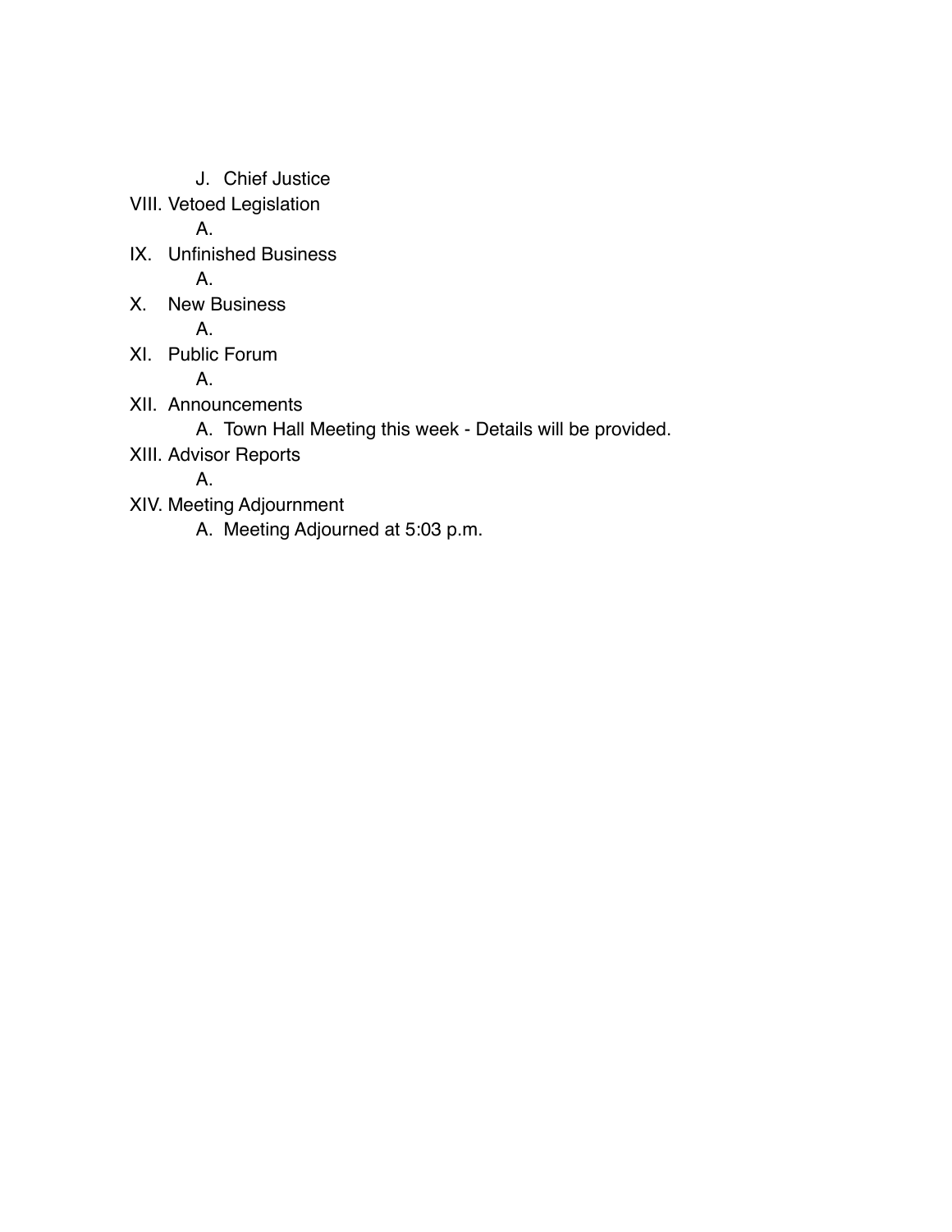J. Chief Justice

VIII. Vetoed Legislation

    A.

IX. Unfinished Business

    A.

X. New Business

    A.

XI. Public Forum

    A.

XII. Announcements

    A. Town Hall Meeting this week - Details will be provided.

XIII. Advisor Reports

    A.

XIV. Meeting Adjournment

    A. Meeting Adjourned at 5:03 p.m.